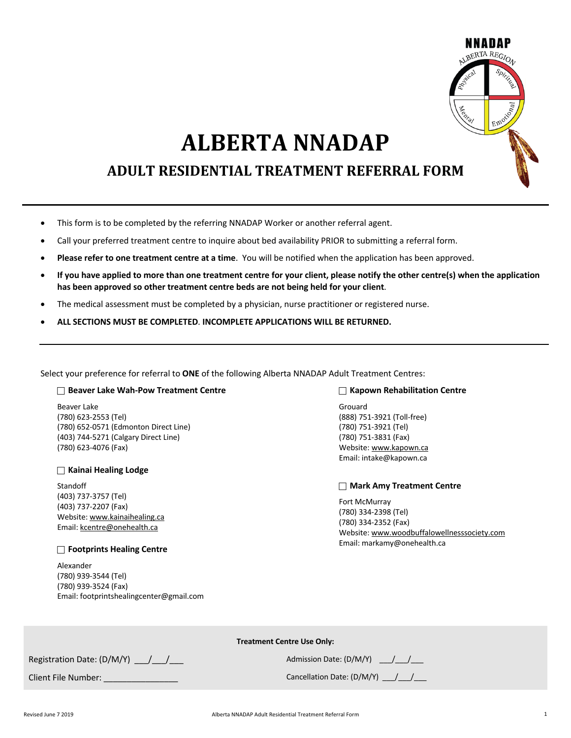# ALBERTA NNADAP

## ADULT RESIDENTIAL TREATMENT REFERRAL FORM

- This form is to be completed by the referring NNADAP Worker or another referral agent.
- Call your preferred treatment centre to inquire about bed availability PRIOR to submitting a referral form.
- **Please refer to one treatment centre at a time**. You will be notified when the application has been approved.
- **If you have applied to more than one treatment centre for your client, please notify the other centre(s) when the application has been approved so other treatment centre beds are not being held for your client**.
- The medical assessment must be completed by a physician, nurse practitioner or registered nurse.
- **ALL SECTIONS MUST BE COMPLETED**. **INCOMPLETE APPLICATIONS WILL BE RETURNED.**

---

Select your preference for referral to **ONE** of the following Alberta NNADAP Adult Treatment Centres:

☐ **Beaver Lake Wah-Pow Treatment Centre**

Beaver Lake
(780) 623-2553 (Tel)
(780) 652-0571 (Edmonton Direct Line)
(403) 744-5271 (Calgary Direct Line)
(780) 623-4076 (Fax)

☐ **Kainai Healing Lodge**

Standoff
(403) 737-3757 (Tel)
(403) 737-2207 (Fax)
Website: www.kainaihealing.ca
Email: kcentre@onehealth.ca

☐ **Footprints Healing Centre**

Alexander
(780) 939-3544 (Tel)
(780) 939-3524 (Fax)
Email: footprintshealingcenter@gmail.com

☐ **Kapown Rehabilitation Centre**

Grouard
(888) 751-3921 (Toll-free)
(780) 751-3921 (Tel)
(780) 751-3831 (Fax)
Website: www.kapown.ca
Email: intake@kapown.ca

☐ **Mark Amy Treatment Centre**

Fort McMurray
(780) 334-2398 (Tel)
(780) 334-2352 (Fax)
Website: www.woodbuffalowellnesssociety.com
Email: markamy@onehealth.ca

**Treatment Centre Use Only:**

Registration Date: (D/M/Y) ___/___/___

Admission Date: (D/M/Y) ___/___/___

Client File Number: ________________

Cancellation Date: (D/M/Y) ___/___/___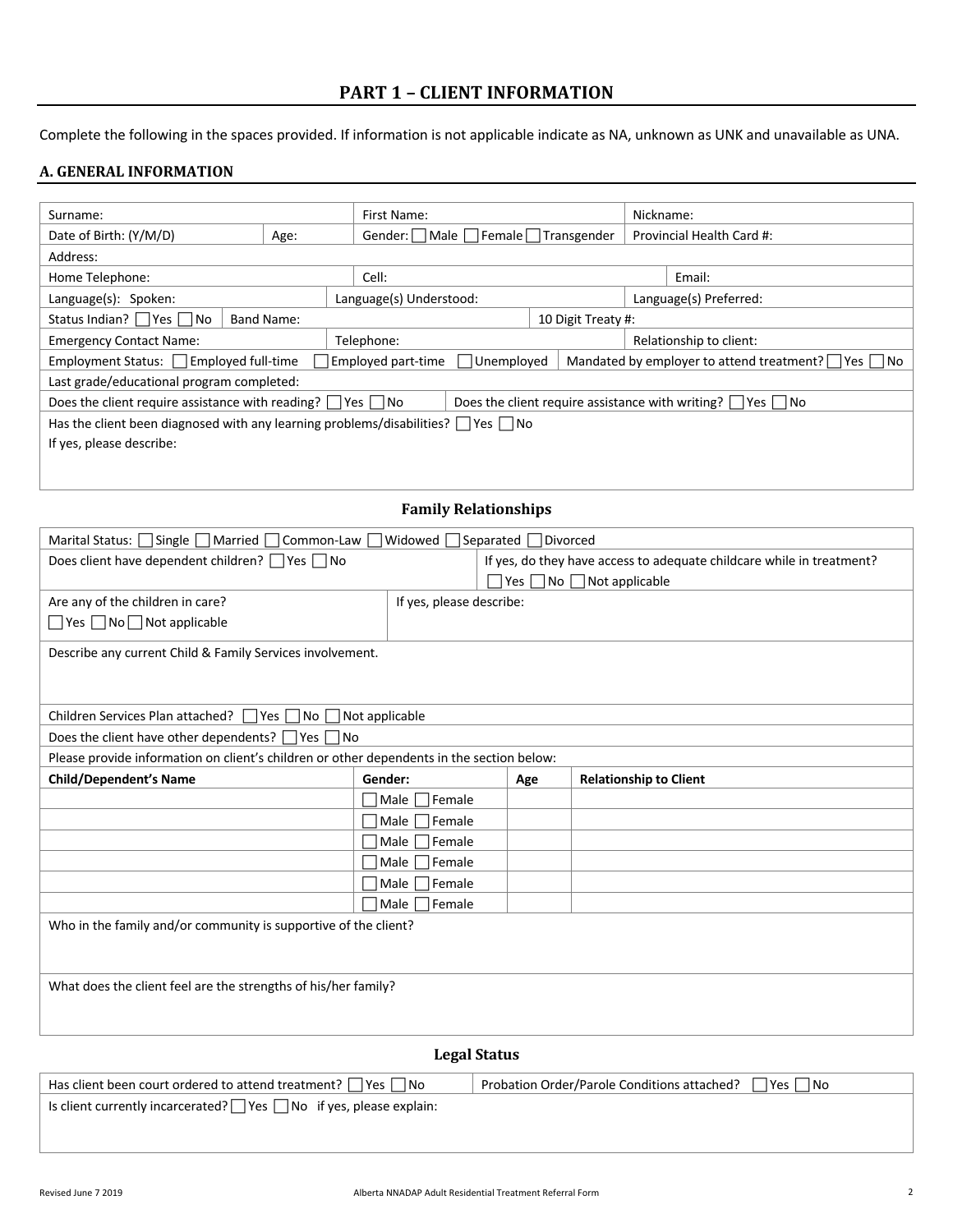# PART 1 – CLIENT INFORMATION

Complete the following in the spaces provided. If information is not applicable indicate as NA, unknown as UNK and unavailable as UNA.

## A. GENERAL INFORMATION

| | | | |
|---|---|---|---|
| Surname: | | First Name: | Nickname: |
| Date of Birth: (Y/M/D) | Age: | Gender: ☐ Male ☐ Female ☐ Transgender | Provincial Health Card #: |
| Address: | | | |
| Home Telephone: | | Cell: | Email: |
| Language(s): Spoken: | | Language(s) Understood: | Language(s) Preferred: |
| Status Indian? ☐ Yes ☐ No | Band Name: | | 10 Digit Treaty #: |
| Emergency Contact Name: | | Telephone: | Relationship to client: |
| Employment Status: ☐ Employed full-time | ☐ Employed part-time | ☐ Unemployed | Mandated by employer to attend treatment? ☐ Yes ☐ No |
| Last grade/educational program completed: | | | |
| Does the client require assistance with reading? ☐ Yes ☐ No | | Does the client require assistance with writing? ☐ Yes ☐ No | |
| Has the client been diagnosed with any learning problems/disabilities? ☐ Yes ☐ No<br>If yes, please describe: | | | |

### Family Relationships

| | |
|---|---|
| Marital Status: ☐ Single ☐ Married ☐ Common-Law ☐ Widowed ☐ Separated ☐ Divorced | |
| Does client have dependent children? ☐ Yes ☐ No | If yes, do they have access to adequate childcare while in treatment?<br>☐ Yes ☐ No ☐ Not applicable |
| Are any of the children in care?<br>☐ Yes ☐ No ☐ Not applicable | If yes, please describe: |
| Describe any current Child & Family Services involvement. | |
| Children Services Plan attached? ☐ Yes ☐ No ☐ Not applicable | |
| Does the client have other dependents? ☐ Yes ☐ No | |
| Please provide information on client's children or other dependents in the section below: | |

| **Child/Dependent's Name** | **Gender:** | **Age** | **Relationship to Client** |
|---|---|---|---|
| | ☐ Male ☐ Female | | |
| | ☐ Male ☐ Female | | |
| | ☐ Male ☐ Female | | |
| | ☐ Male ☐ Female | | |
| | ☐ Male ☐ Female | | |
| | ☐ Male ☐ Female | | |

| |
|---|
| Who in the family and/or community is supportive of the client? |
| What does the client feel are the strengths of his/her family? |

### Legal Status

| | |
|---|---|
| Has client been court ordered to attend treatment? ☐ Yes ☐ No | Probation Order/Parole Conditions attached? ☐ Yes ☐ No |
| Is client currently incarcerated? ☐ Yes ☐ No if yes, please explain: | |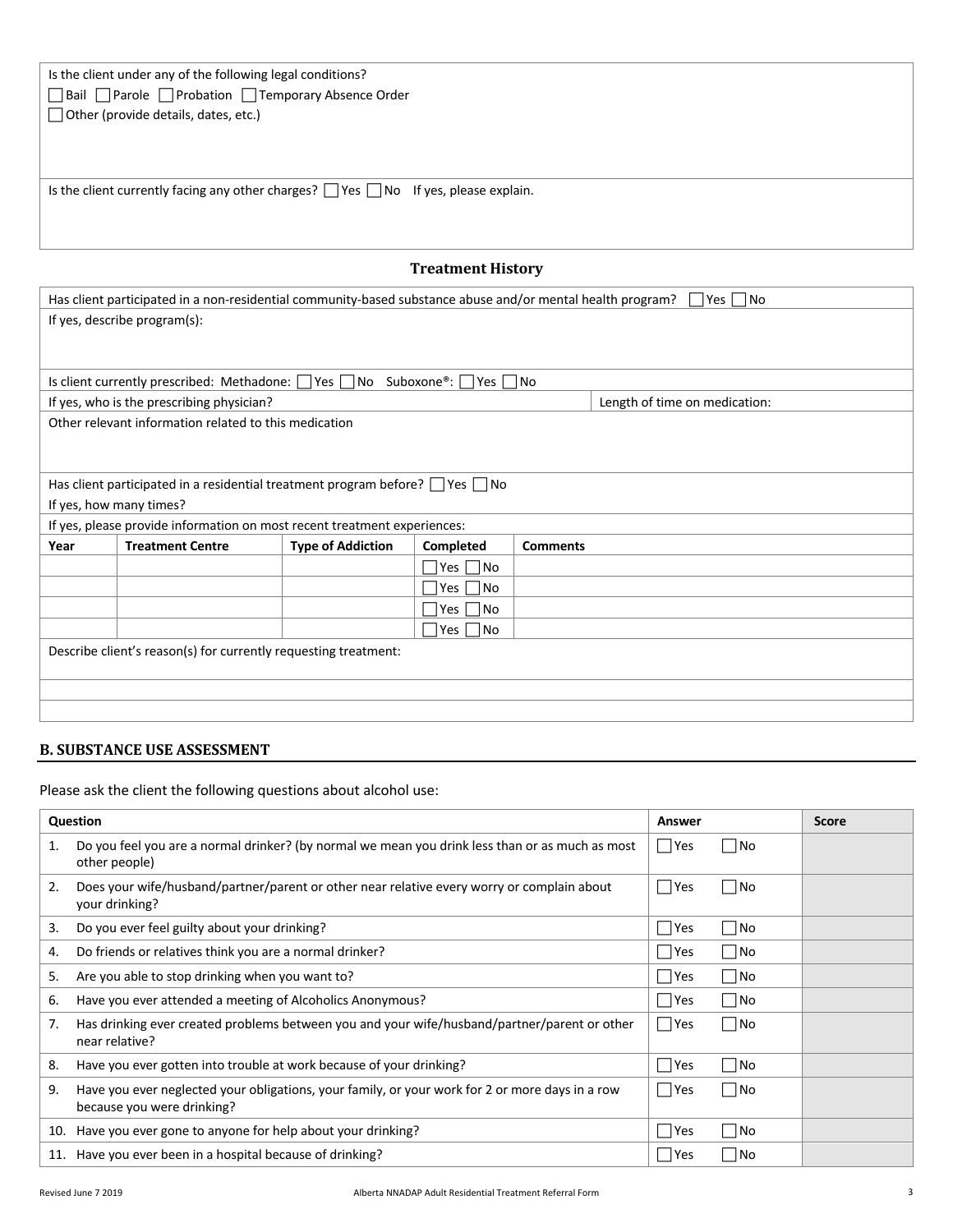Is the client under any of the following legal conditions?

☐ Bail ☐ Parole ☐ Probation ☐ Temporary Absence Order

☐ Other (provide details, dates, etc.)

Is the client currently facing any other charges? ☐ Yes ☐ No If yes, please explain.

## Treatment History

Has client participated in a non-residential community-based substance abuse and/or mental health program? ☐ Yes ☐ No

If yes, describe program(s):

Is client currently prescribed: Methadone: ☐ Yes ☐ No Suboxone®: ☐ Yes ☐ No

| If yes, who is the prescribing physician? | Length of time on medication: |
|---|---|

Other relevant information related to this medication

Has client participated in a residential treatment program before? ☐ Yes ☐ No

If yes, how many times?

If yes, please provide information on most recent treatment experiences:

| Year | Treatment Centre | Type of Addiction | Completed | Comments |
|---|---|---|---|---|
| | | | ☐ Yes ☐ No | |
| | | | ☐ Yes ☐ No | |
| | | | ☐ Yes ☐ No | |
| | | | ☐ Yes ☐ No | |

Describe client's reason(s) for currently requesting treatment:

## B. SUBSTANCE USE ASSESSMENT

Please ask the client the following questions about alcohol use:

| Question | Answer | Score |
|---|---|---|
| 1. Do you feel you are a normal drinker? (by normal we mean you drink less than or as much as most other people) | ☐ Yes ☐ No | |
| 2. Does your wife/husband/partner/parent or other near relative every worry or complain about your drinking? | ☐ Yes ☐ No | |
| 3. Do you ever feel guilty about your drinking? | ☐ Yes ☐ No | |
| 4. Do friends or relatives think you are a normal drinker? | ☐ Yes ☐ No | |
| 5. Are you able to stop drinking when you want to? | ☐ Yes ☐ No | |
| 6. Have you ever attended a meeting of Alcoholics Anonymous? | ☐ Yes ☐ No | |
| 7. Has drinking ever created problems between you and your wife/husband/partner/parent or other near relative? | ☐ Yes ☐ No | |
| 8. Have you ever gotten into trouble at work because of your drinking? | ☐ Yes ☐ No | |
| 9. Have you ever neglected your obligations, your family, or your work for 2 or more days in a row because you were drinking? | ☐ Yes ☐ No | |
| 10. Have you ever gone to anyone for help about your drinking? | ☐ Yes ☐ No | |
| 11. Have you ever been in a hospital because of drinking? | ☐ Yes ☐ No | |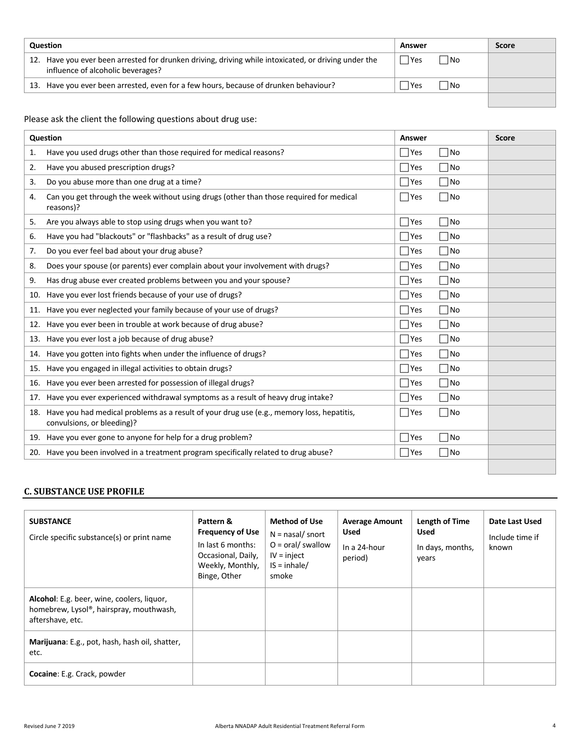| Question | Answer | Score |
|---|---|---|
| 12. Have you ever been arrested for drunken driving, driving while intoxicated, or driving under the influence of alcoholic beverages? | ☐ Yes ☐ No | |
| 13. Have you ever been arrested, even for a few hours, because of drunken behaviour? | ☐ Yes ☐ No | |
| | | |

Please ask the client the following questions about drug use:

| Question | Answer | Score |
|---|---|---|
| 1. Have you used drugs other than those required for medical reasons? | ☐ Yes ☐ No | |
| 2. Have you abused prescription drugs? | ☐ Yes ☐ No | |
| 3. Do you abuse more than one drug at a time? | ☐ Yes ☐ No | |
| 4. Can you get through the week without using drugs (other than those required for medical reasons)? | ☐ Yes ☐ No | |
| 5. Are you always able to stop using drugs when you want to? | ☐ Yes ☐ No | |
| 6. Have you had "blackouts" or "flashbacks" as a result of drug use? | ☐ Yes ☐ No | |
| 7. Do you ever feel bad about your drug abuse? | ☐ Yes ☐ No | |
| 8. Does your spouse (or parents) ever complain about your involvement with drugs? | ☐ Yes ☐ No | |
| 9. Has drug abuse ever created problems between you and your spouse? | ☐ Yes ☐ No | |
| 10. Have you ever lost friends because of your use of drugs? | ☐ Yes ☐ No | |
| 11. Have you ever neglected your family because of your use of drugs? | ☐ Yes ☐ No | |
| 12. Have you ever been in trouble at work because of drug abuse? | ☐ Yes ☐ No | |
| 13. Have you ever lost a job because of drug abuse? | ☐ Yes ☐ No | |
| 14. Have you gotten into fights when under the influence of drugs? | ☐ Yes ☐ No | |
| 15. Have you engaged in illegal activities to obtain drugs? | ☐ Yes ☐ No | |
| 16. Have you ever been arrested for possession of illegal drugs? | ☐ Yes ☐ No | |
| 17. Have you ever experienced withdrawal symptoms as a result of heavy drug intake? | ☐ Yes ☐ No | |
| 18. Have you had medical problems as a result of your drug use (e.g., memory loss, hepatitis, convulsions, or bleeding)? | ☐ Yes ☐ No | |
| 19. Have you ever gone to anyone for help for a drug problem? | ☐ Yes ☐ No | |
| 20. Have you been involved in a treatment program specifically related to drug abuse? | ☐ Yes ☐ No | |
| | | |

## C. SUBSTANCE USE PROFILE

| **SUBSTANCE** Circle specific substance(s) or print name | **Pattern & Frequency of Use** In last 6 months: Occasional, Daily, Weekly, Monthly, Binge, Other | **Method of Use** N = nasal/ snort O = oral/ swallow IV = inject IS = inhale/ smoke | **Average Amount Used** In a 24-hour period) | **Length of Time Used** In days, months, years | **Date Last Used** Include time if known |
|---|---|---|---|---|---|
| **Alcohol**: E.g. beer, wine, coolers, liquor, homebrew, Lysol®, hairspray, mouthwash, aftershave, etc. | | | | | |
| **Marijuana**: E.g., pot, hash, hash oil, shatter, etc. | | | | | |
| **Cocaine**: E.g. Crack, powder | | | | | |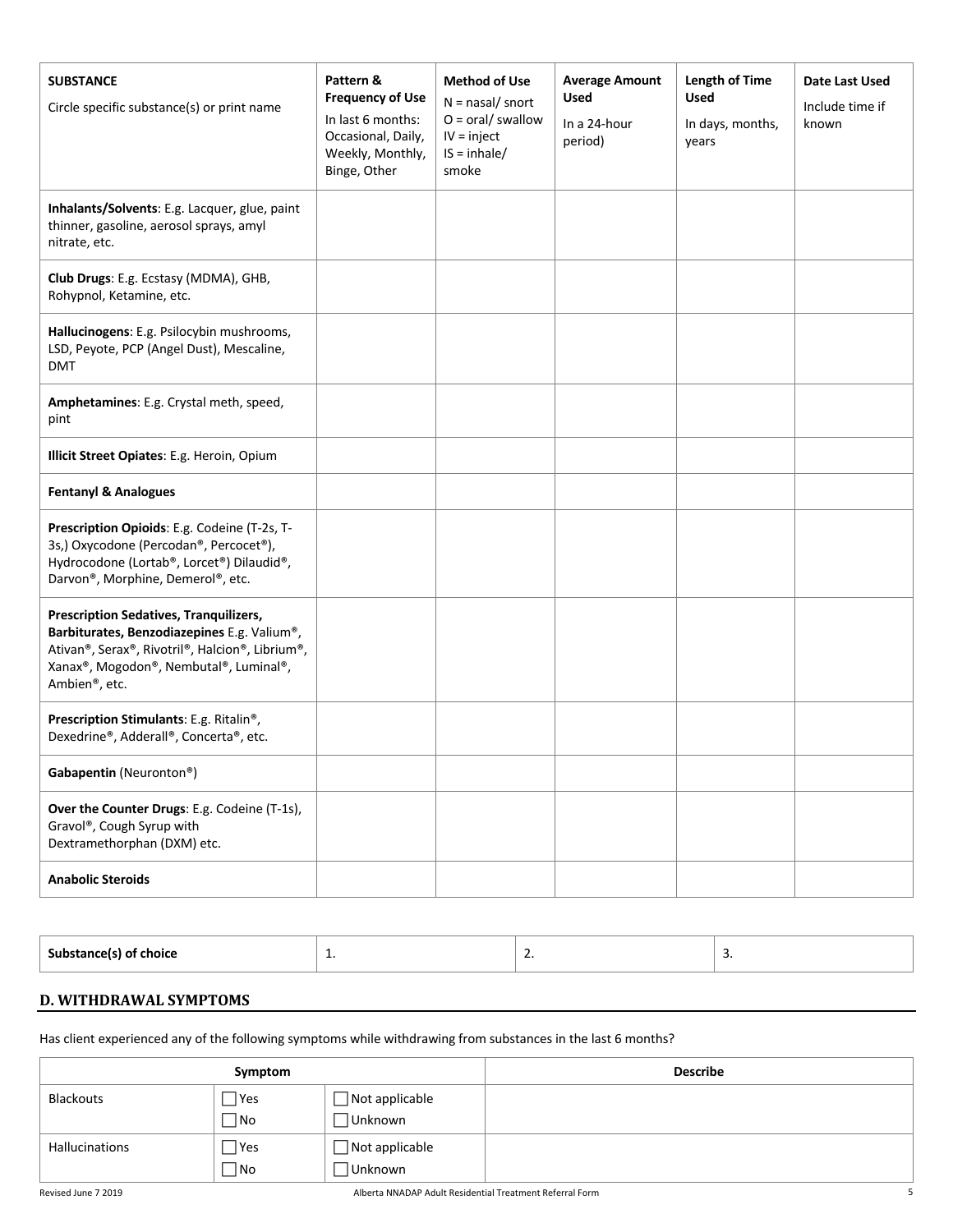| **SUBSTANCE** Circle specific substance(s) or print name | **Pattern & Frequency of Use** In last 6 months: Occasional, Daily, Weekly, Monthly, Binge, Other | **Method of Use** N = nasal/ snort O = oral/ swallow IV = inject IS = inhale/ smoke | **Average Amount Used** In a 24-hour period) | **Length of Time Used** In days, months, years | **Date Last Used** Include time if known |
|---|---|---|---|---|---|
| **Inhalants/Solvents**: E.g. Lacquer, glue, paint thinner, gasoline, aerosol sprays, amyl nitrate, etc. | | | | | |
| **Club Drugs**: E.g. Ecstasy (MDMA), GHB, Rohypnol, Ketamine, etc. | | | | | |
| **Hallucinogens**: E.g. Psilocybin mushrooms, LSD, Peyote, PCP (Angel Dust), Mescaline, DMT | | | | | |
| **Amphetamines**: E.g. Crystal meth, speed, pint | | | | | |
| **Illicit Street Opiates**: E.g. Heroin, Opium | | | | | |
| **Fentanyl & Analogues** | | | | | |
| **Prescription Opioids**: E.g. Codeine (T-2s, T-3s,) Oxycodone (Percodan®, Percocet®), Hydrocodone (Lortab®, Lorcet®) Dilaudid®, Darvon®, Morphine, Demerol®, etc. | | | | | |
| **Prescription Sedatives, Tranquilizers, Barbiturates, Benzodiazepines** E.g. Valium®, Ativan®, Serax®, Rivotril®, Halcion®, Librium®, Xanax®, Mogodon®, Nembutal®, Luminal®, Ambien®, etc. | | | | | |
| **Prescription Stimulants**: E.g. Ritalin®, Dexedrine®, Adderall®, Concerta®, etc. | | | | | |
| **Gabapentin** (Neuronton®) | | | | | |
| **Over the Counter Drugs**: E.g. Codeine (T-1s), Gravol®, Cough Syrup with Dextramethorphan (DXM) etc. | | | | | |
| **Anabolic Steroids** | | | | | |

| **Substance(s) of choice** | 1. | 2. | 3. |
|---|---|---|---|

## D. WITHDRAWAL SYMPTOMS

Has client experienced any of the following symptoms while withdrawing from substances in the last 6 months?

| **Symptom** | | | **Describe** |
|---|---|---|---|
| Blackouts | ☐ Yes ☐ No | ☐ Not applicable ☐ Unknown | |
| Hallucinations | ☐ Yes ☐ No | ☐ Not applicable ☐ Unknown | |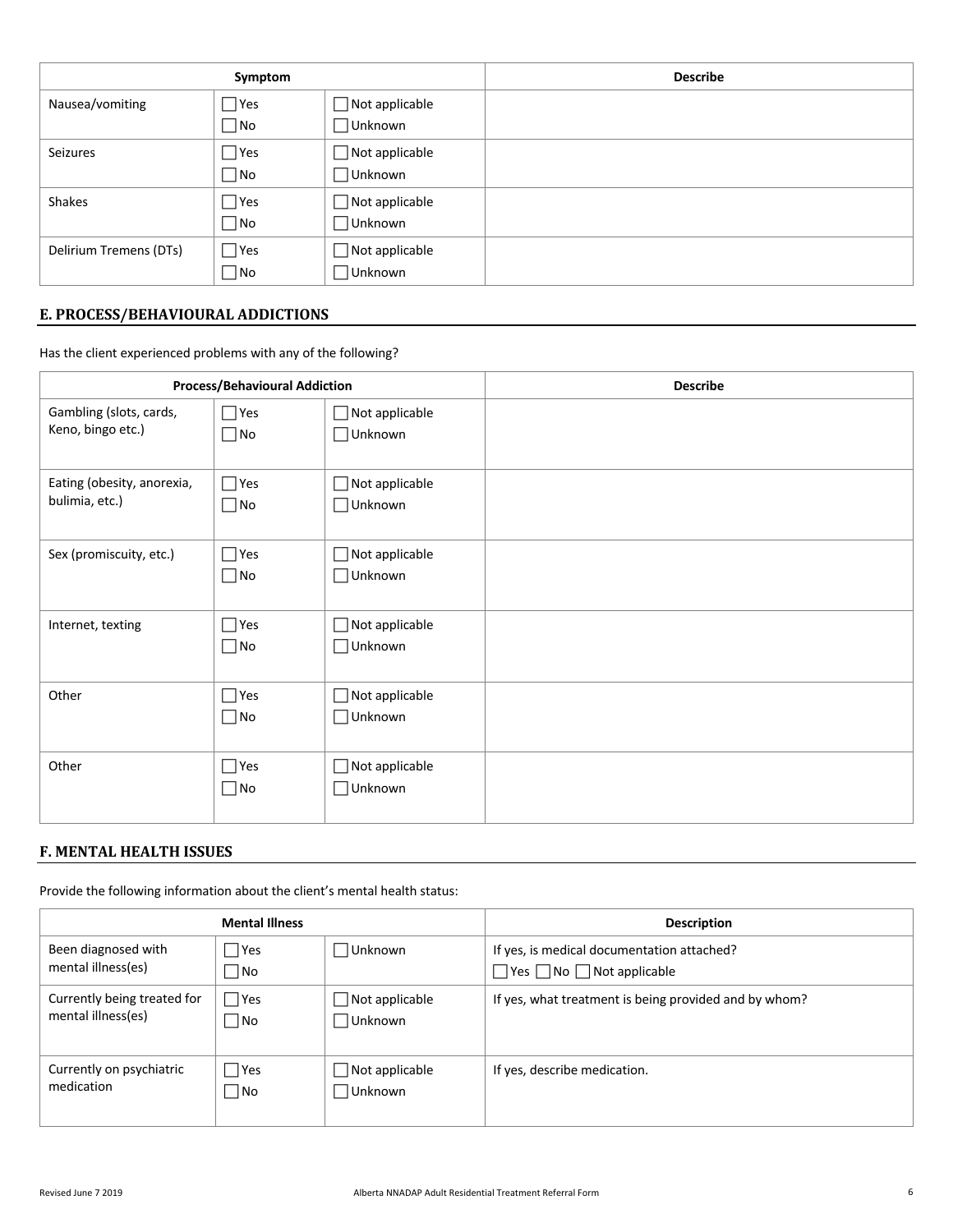| Symptom | | | Describe |
| --- | --- | --- | --- |
| Nausea/vomiting | ☐ Yes<br>☐ No | ☐ Not applicable<br>☐ Unknown | |
| Seizures | ☐ Yes<br>☐ No | ☐ Not applicable<br>☐ Unknown | |
| Shakes | ☐ Yes<br>☐ No | ☐ Not applicable<br>☐ Unknown | |
| Delirium Tremens (DTs) | ☐ Yes<br>☐ No | ☐ Not applicable<br>☐ Unknown | |

## E. PROCESS/BEHAVIOURAL ADDICTIONS

Has the client experienced problems with any of the following?

| Process/Behavioural Addiction | | | Describe |
| --- | --- | --- | --- |
| Gambling (slots, cards, Keno, bingo etc.) | ☐ Yes<br>☐ No | ☐ Not applicable<br>☐ Unknown | |
| Eating (obesity, anorexia, bulimia, etc.) | ☐ Yes<br>☐ No | ☐ Not applicable<br>☐ Unknown | |
| Sex (promiscuity, etc.) | ☐ Yes<br>☐ No | ☐ Not applicable<br>☐ Unknown | |
| Internet, texting | ☐ Yes<br>☐ No | ☐ Not applicable<br>☐ Unknown | |
| Other | ☐ Yes<br>☐ No | ☐ Not applicable<br>☐ Unknown | |
| Other | ☐ Yes<br>☐ No | ☐ Not applicable<br>☐ Unknown | |

## F. MENTAL HEALTH ISSUES

Provide the following information about the client's mental health status:

| Mental Illness | | | Description |
| --- | --- | --- | --- |
| Been diagnosed with mental illness(es) | ☐ Yes<br>☐ No | ☐ Unknown | If yes, is medical documentation attached?<br>☐ Yes ☐ No ☐ Not applicable |
| Currently being treated for mental illness(es) | ☐ Yes<br>☐ No | ☐ Not applicable<br>☐ Unknown | If yes, what treatment is being provided and by whom? |
| Currently on psychiatric medication | ☐ Yes<br>☐ No | ☐ Not applicable<br>☐ Unknown | If yes, describe medication. |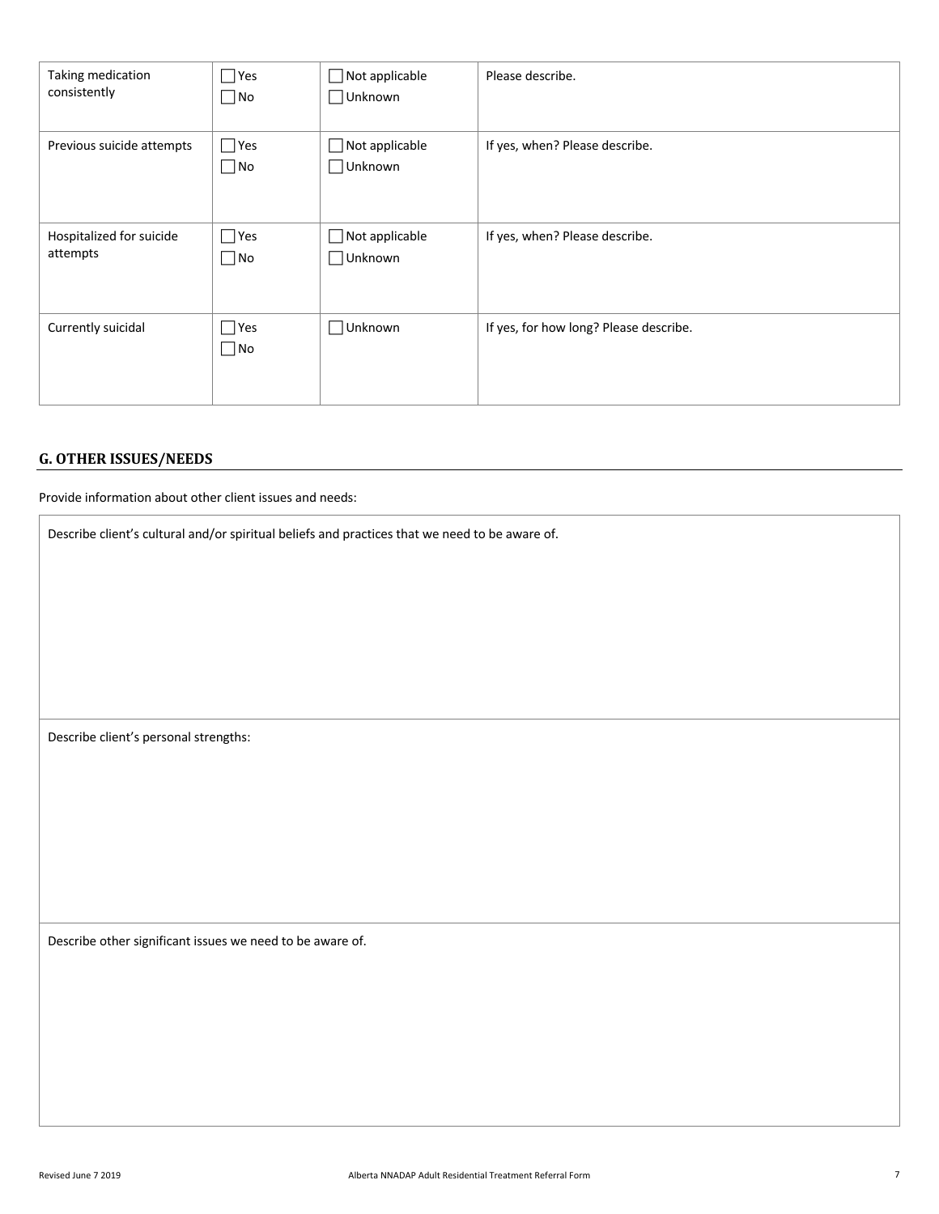| Taking medication consistently | ☐ Yes<br>☐ No | ☐ Not applicable<br>☐ Unknown | Please describe. |
|---|---|---|---|
| Previous suicide attempts | ☐ Yes<br>☐ No | ☐ Not applicable<br>☐ Unknown | If yes, when? Please describe. |
| Hospitalized for suicide attempts | ☐ Yes<br>☐ No | ☐ Not applicable<br>☐ Unknown | If yes, when? Please describe. |
| Currently suicidal | ☐ Yes<br>☐ No | ☐ Unknown | If yes, for how long? Please describe. |

## G. OTHER ISSUES/NEEDS

Provide information about other client issues and needs:

| Describe client's cultural and/or spiritual beliefs and practices that we need to be aware of. |
|---|
| Describe client's personal strengths: |
| Describe other significant issues we need to be aware of. |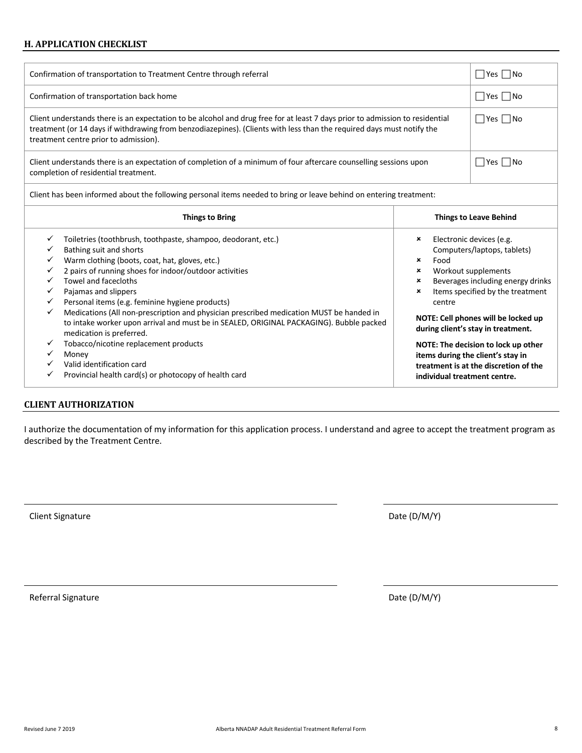## H. APPLICATION CHECKLIST

| | |
|---|---|
| Confirmation of transportation to Treatment Centre through referral | ☐ Yes ☐ No |
| Confirmation of transportation back home | ☐ Yes ☐ No |
| Client understands there is an expectation to be alcohol and drug free for at least 7 days prior to admission to residential treatment (or 14 days if withdrawing from benzodiazepines). (Clients with less than the required days must notify the treatment centre prior to admission). | ☐ Yes ☐ No |
| Client understands there is an expectation of completion of a minimum of four aftercare counselling sessions upon completion of residential treatment. | ☐ Yes ☐ No |

Client has been informed about the following personal items needed to bring or leave behind on entering treatment:

| Things to Bring | Things to Leave Behind |
|---|---|
| ✓ Toiletries (toothbrush, toothpaste, shampoo, deodorant, etc.)<br>✓ Bathing suit and shorts<br>✓ Warm clothing (boots, coat, hat, gloves, etc.)<br>✓ 2 pairs of running shoes for indoor/outdoor activities<br>✓ Towel and facecloths<br>✓ Pajamas and slippers<br>✓ Personal items (e.g. feminine hygiene products)<br>✓ Medications (All non-prescription and physician prescribed medication MUST be handed in to intake worker upon arrival and must be in SEALED, ORIGINAL PACKAGING). Bubble packed medication is preferred.<br>✓ Tobacco/nicotine replacement products<br>✓ Money<br>✓ Valid identification card<br>✓ Provincial health card(s) or photocopy of health card | ✗ Electronic devices (e.g. Computers/laptops, tablets)<br>✗ Food<br>✗ Workout supplements<br>✗ Beverages including energy drinks<br>✗ Items specified by the treatment centre<br><br>**NOTE: Cell phones will be locked up during client's stay in treatment.**<br><br>**NOTE: The decision to lock up other items during the client's stay in treatment is at the discretion of the individual treatment centre.** |

## CLIENT AUTHORIZATION

I authorize the documentation of my information for this application process. I understand and agree to accept the treatment program as described by the Treatment Centre.

Client Signature ____________________ Date (D/M/Y) ____________________

Referral Signature ____________________ Date (D/M/Y) ____________________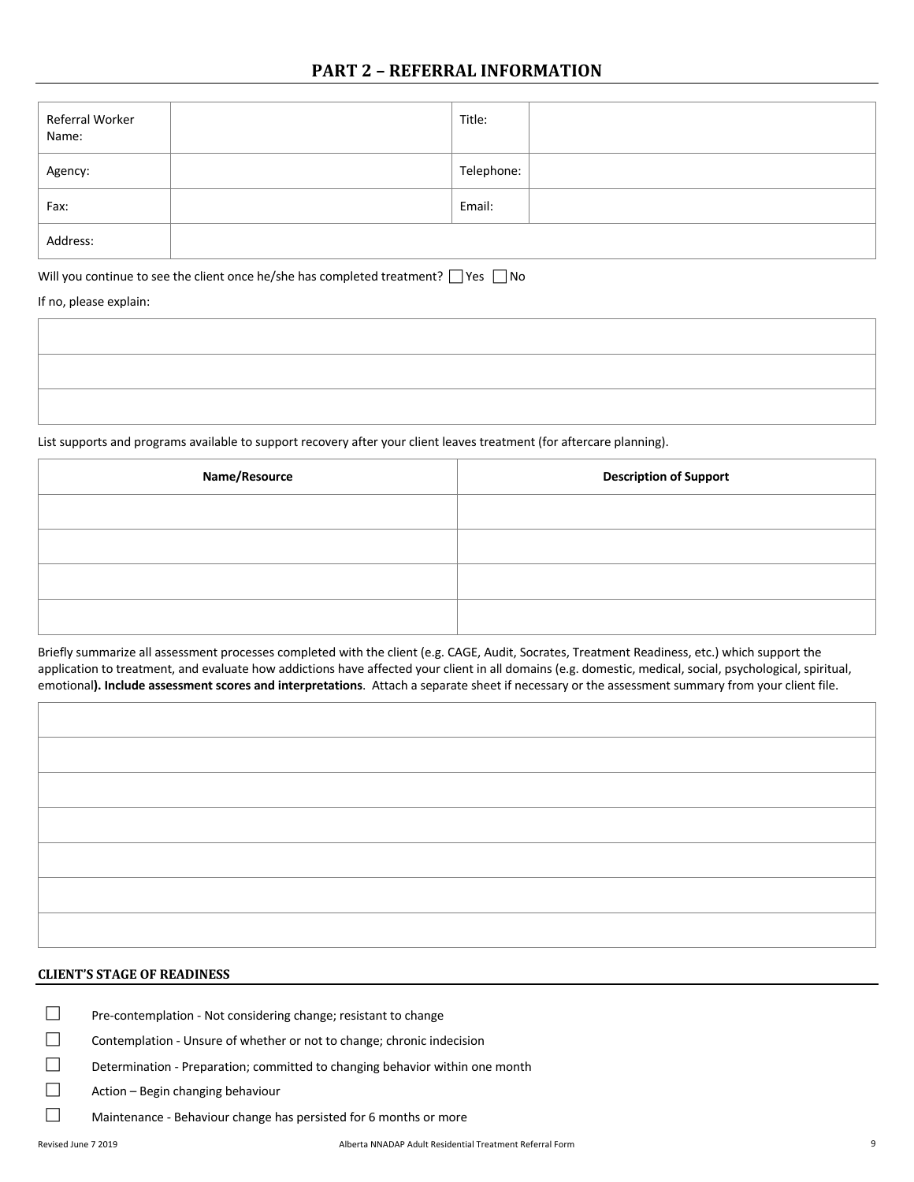## PART 2 – REFERRAL INFORMATION

| Referral Worker Name: | | Title: | |
|---|---|---|---|
| Agency: | | Telephone: | |
| Fax: | | Email: | |
| Address: | | | |

Will you continue to see the client once he/she has completed treatment? ☐ Yes ☐ No

If no, please explain:

| |
|---|
| |
| |
| |

List supports and programs available to support recovery after your client leaves treatment (for aftercare planning).

| Name/Resource | Description of Support |
|---|---|
| | |
| | |
| | |
| | |

Briefly summarize all assessment processes completed with the client (e.g. CAGE, Audit, Socrates, Treatment Readiness, etc.) which support the application to treatment, and evaluate how addictions have affected your client in all domains (e.g. domestic, medical, social, psychological, spiritual, emotional**). Include assessment scores and interpretations**. Attach a separate sheet if necessary or the assessment summary from your client file.

| |
|---|
| |
| |
| |
| |
| |
| |
| |

**CLIENT'S STAGE OF READINESS**

☐ Pre-contemplation - Not considering change; resistant to change

☐ Contemplation - Unsure of whether or not to change; chronic indecision

☐ Determination - Preparation; committed to changing behavior within one month

☐ Action – Begin changing behaviour

☐ Maintenance - Behaviour change has persisted for 6 months or more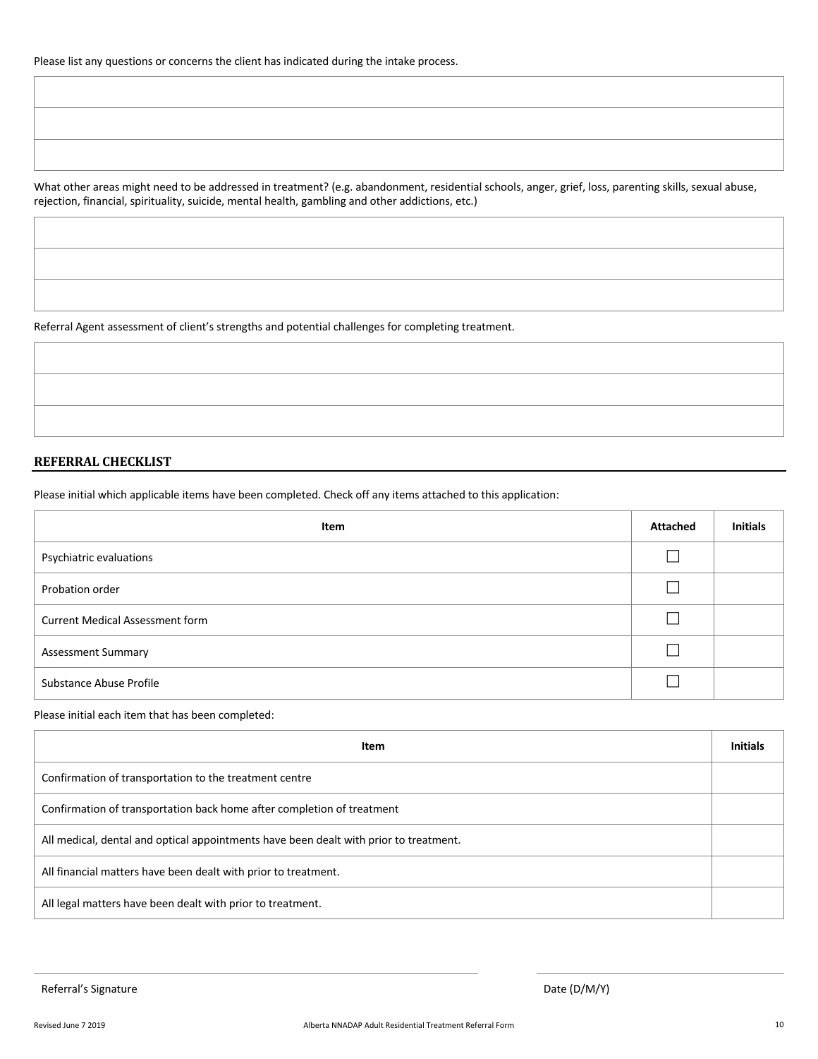Please list any questions or concerns the client has indicated during the intake process.

| |
|---|
| |
| |
| |

What other areas might need to be addressed in treatment? (e.g. abandonment, residential schools, anger, grief, loss, parenting skills, sexual abuse, rejection, financial, spirituality, suicide, mental health, gambling and other addictions, etc.)

| |
|---|
| |
| |
| |

Referral Agent assessment of client's strengths and potential challenges for completing treatment.

| |
|---|
| |
| |
| |

## REFERRAL CHECKLIST

Please initial which applicable items have been completed. Check off any items attached to this application:

| Item | Attached | Initials |
|---|---|---|
| Psychiatric evaluations | ☐ | |
| Probation order | ☐ | |
| Current Medical Assessment form | ☐ | |
| Assessment Summary | ☐ | |
| Substance Abuse Profile | ☐ | |

Please initial each item that has been completed:

| Item | Initials |
|---|---|
| Confirmation of transportation to the treatment centre | |
| Confirmation of transportation back home after completion of treatment | |
| All medical, dental and optical appointments have been dealt with prior to treatment. | |
| All financial matters have been dealt with prior to treatment. | |
| All legal matters have been dealt with prior to treatment. | |

Referral's Signature ______________________ Date (D/M/Y) ______________________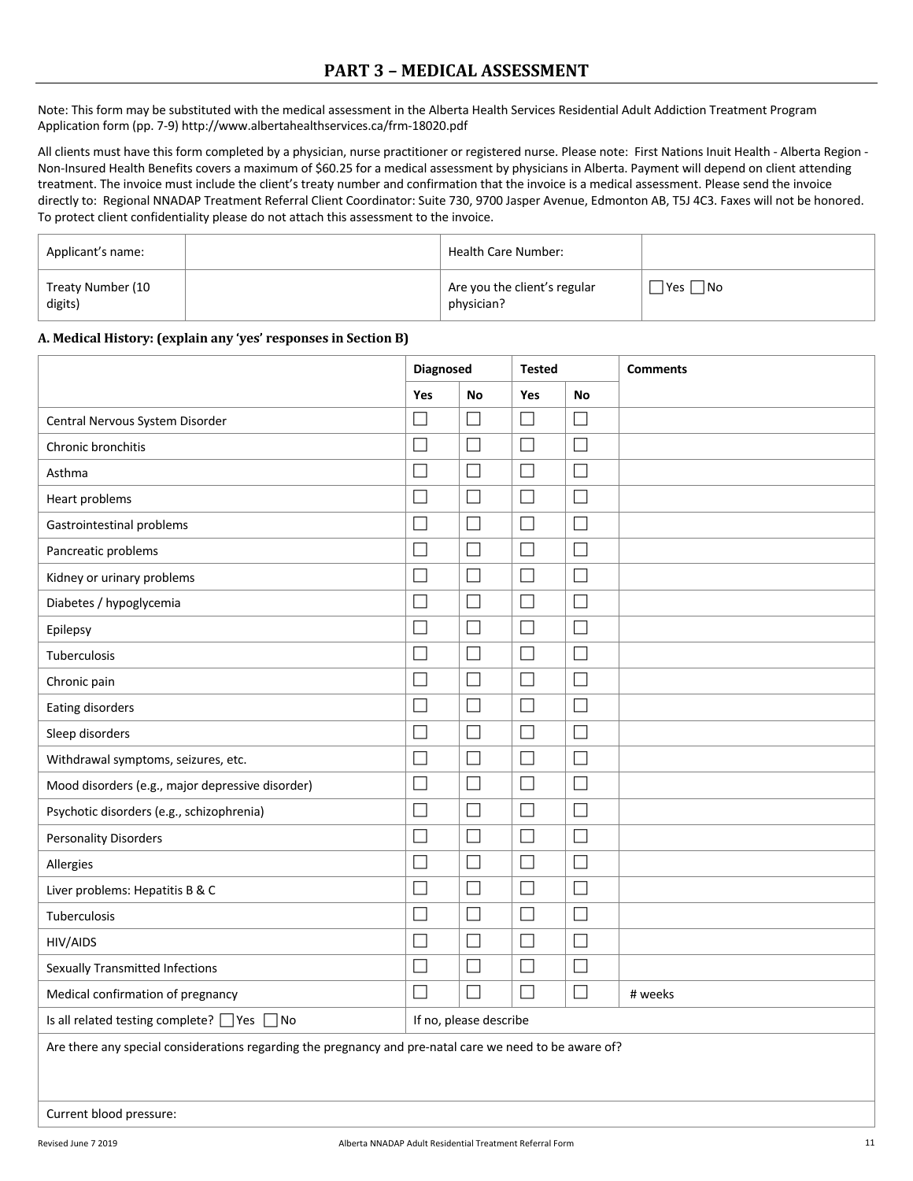# PART 3 – MEDICAL ASSESSMENT

Note: This form may be substituted with the medical assessment in the Alberta Health Services Residential Adult Addiction Treatment Program Application form (pp. 7-9) http://www.albertahealthservices.ca/frm-18020.pdf

All clients must have this form completed by a physician, nurse practitioner or registered nurse. Please note: First Nations Inuit Health - Alberta Region - Non-Insured Health Benefits covers a maximum of $60.25 for a medical assessment by physicians in Alberta. Payment will depend on client attending treatment. The invoice must include the client's treaty number and confirmation that the invoice is a medical assessment. Please send the invoice directly to: Regional NNADAP Treatment Referral Client Coordinator: Suite 730, 9700 Jasper Avenue, Edmonton AB, T5J 4C3. Faxes will not be honored. To protect client confidentiality please do not attach this assessment to the invoice.

| Applicant's name: | | Health Care Number: | |
|---|---|---|---|
| Treaty Number (10 digits) | | Are you the client's regular physician? | ☐ Yes ☐ No |

**A. Medical History: (explain any 'yes' responses in Section B)**

| | Diagnosed | | Tested | | Comments |
|---|---|---|---|---|---|
| | Yes | No | Yes | No | |
| Central Nervous System Disorder | ☐ | ☐ | ☐ | ☐ | |
| Chronic bronchitis | ☐ | ☐ | ☐ | ☐ | |
| Asthma | ☐ | ☐ | ☐ | ☐ | |
| Heart problems | ☐ | ☐ | ☐ | ☐ | |
| Gastrointestinal problems | ☐ | ☐ | ☐ | ☐ | |
| Pancreatic problems | ☐ | ☐ | ☐ | ☐ | |
| Kidney or urinary problems | ☐ | ☐ | ☐ | ☐ | |
| Diabetes / hypoglycemia | ☐ | ☐ | ☐ | ☐ | |
| Epilepsy | ☐ | ☐ | ☐ | ☐ | |
| Tuberculosis | ☐ | ☐ | ☐ | ☐ | |
| Chronic pain | ☐ | ☐ | ☐ | ☐ | |
| Eating disorders | ☐ | ☐ | ☐ | ☐ | |
| Sleep disorders | ☐ | ☐ | ☐ | ☐ | |
| Withdrawal symptoms, seizures, etc. | ☐ | ☐ | ☐ | ☐ | |
| Mood disorders (e.g., major depressive disorder) | ☐ | ☐ | ☐ | ☐ | |
| Psychotic disorders (e.g., schizophrenia) | ☐ | ☐ | ☐ | ☐ | |
| Personality Disorders | ☐ | ☐ | ☐ | ☐ | |
| Allergies | ☐ | ☐ | ☐ | ☐ | |
| Liver problems: Hepatitis B & C | ☐ | ☐ | ☐ | ☐ | |
| Tuberculosis | ☐ | ☐ | ☐ | ☐ | |
| HIV/AIDS | ☐ | ☐ | ☐ | ☐ | |
| Sexually Transmitted Infections | ☐ | ☐ | ☐ | ☐ | |
| Medical confirmation of pregnancy | ☐ | ☐ | ☐ | ☐ | # weeks |
| Is all related testing complete? ☐ Yes ☐ No | If no, please describe | | | | |

Are there any special considerations regarding the pregnancy and pre-natal care we need to be aware of?

Current blood pressure: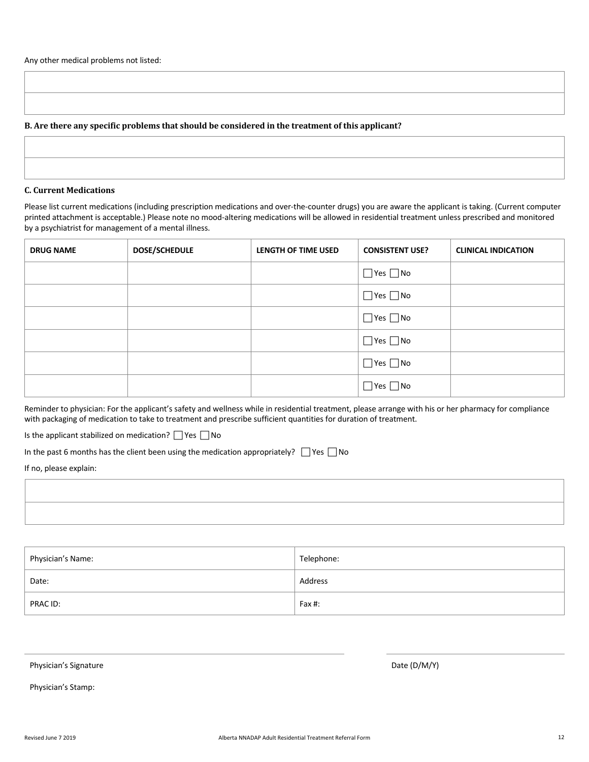Any other medical problems not listed:

| |
|---|
| |
| |

**B. Are there any specific problems that should be considered in the treatment of this applicant?**

| |
|---|
| |
| |

**C. Current Medications**

Please list current medications (including prescription medications and over-the-counter drugs) you are aware the applicant is taking. (Current computer printed attachment is acceptable.) Please note no mood-altering medications will be allowed in residential treatment unless prescribed and monitored by a psychiatrist for management of a mental illness.

| DRUG NAME | DOSE/SCHEDULE | LENGTH OF TIME USED | CONSISTENT USE? | CLINICAL INDICATION |
|---|---|---|---|---|
| | | | ☐ Yes ☐ No | |
| | | | ☐ Yes ☐ No | |
| | | | ☐ Yes ☐ No | |
| | | | ☐ Yes ☐ No | |
| | | | ☐ Yes ☐ No | |
| | | | ☐ Yes ☐ No | |

Reminder to physician: For the applicant's safety and wellness while in residential treatment, please arrange with his or her pharmacy for compliance with packaging of medication to take to treatment and prescribe sufficient quantities for duration of treatment.

Is the applicant stabilized on medication? ☐ Yes ☐ No

In the past 6 months has the client been using the medication appropriately? ☐ Yes ☐ No

If no, please explain:

| |
|---|
| |
| |

| | |
|---|---|
| Physician's Name: | Telephone: |
| Date: | Address |
| PRAC ID: | Fax #: |

Physician's Signature

Date (D/M/Y)

Physician's Stamp: